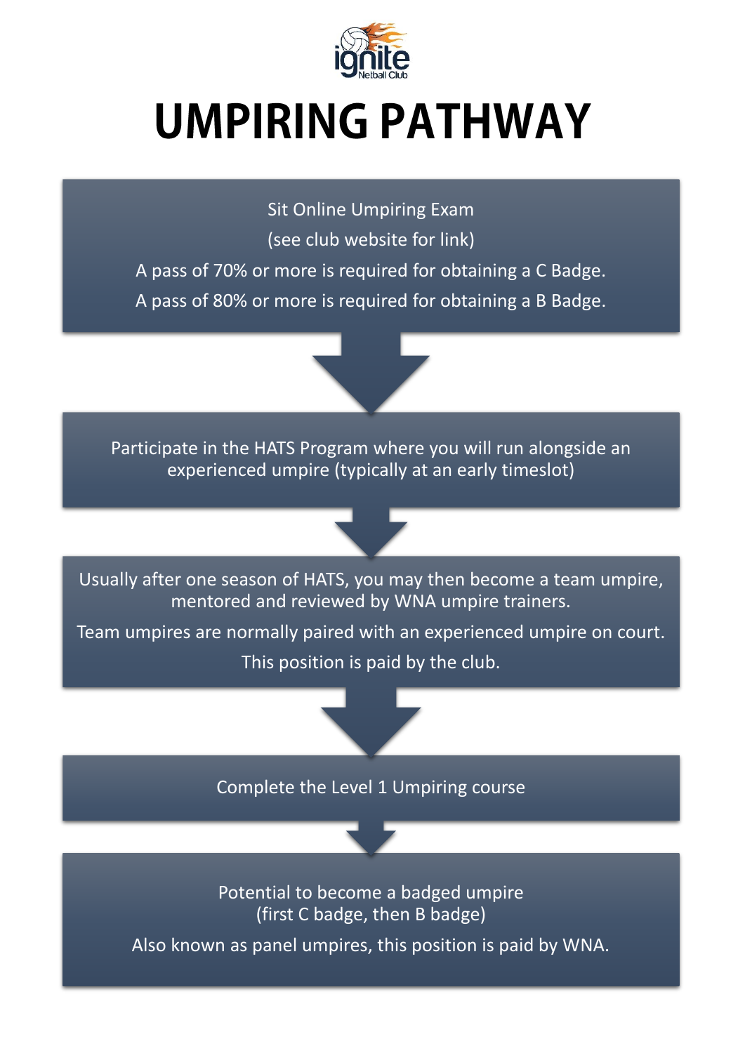ignite Netball Club

# UMPIRING PATHWAY

Sit Online Umpiring Exam

(see club website for link)

A pass of 70% or more is required for obtaining a C Badge.

A pass of 80% or more is required for obtaining a B Badge.

↓

Participate in the HATS Program where you will run alongside an experienced umpire (typically at an early timeslot)

↓

Usually after one season of HATS, you may then become a team umpire, mentored and reviewed by WNA umpire trainers.

Team umpires are normally paired with an experienced umpire on court.

This position is paid by the club.

↓

Complete the Level 1 Umpiring course

↓

Potential to become a badged umpire
(first C badge, then B badge)

Also known as panel umpires, this position is paid by WNA.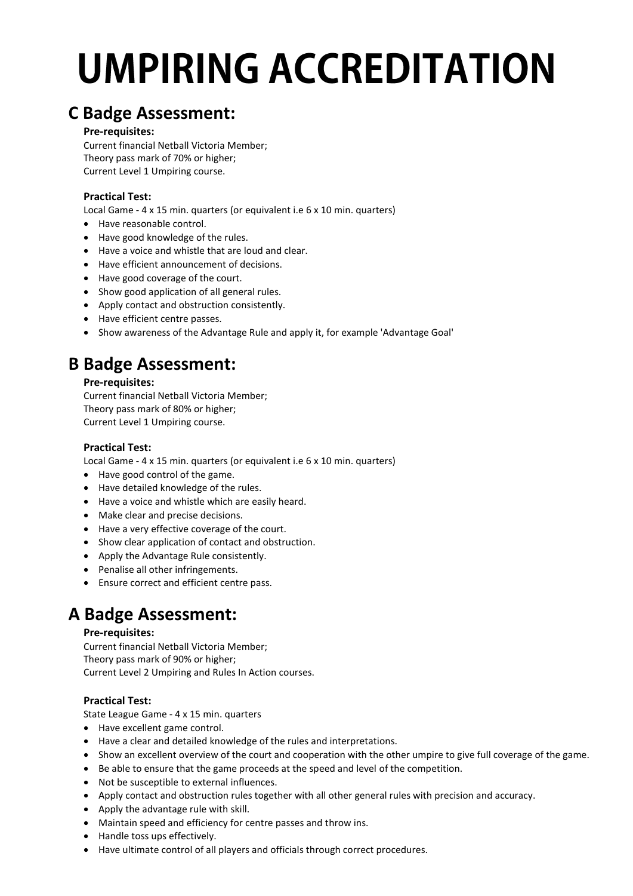# UMPIRING ACCREDITATION

## C Badge Assessment:

**Pre-requisites:**

Current financial Netball Victoria Member;
Theory pass mark of 70% or higher;
Current Level 1 Umpiring course.

**Practical Test:**

Local Game - 4 x 15 min. quarters (or equivalent i.e 6 x 10 min. quarters)

- Have reasonable control.
- Have good knowledge of the rules.
- Have a voice and whistle that are loud and clear.
- Have efficient announcement of decisions.
- Have good coverage of the court.
- Show good application of all general rules.
- Apply contact and obstruction consistently.
- Have efficient centre passes.
- Show awareness of the Advantage Rule and apply it, for example 'Advantage Goal'

## B Badge Assessment:

**Pre-requisites:**

Current financial Netball Victoria Member;
Theory pass mark of 80% or higher;
Current Level 1 Umpiring course.

**Practical Test:**

Local Game - 4 x 15 min. quarters (or equivalent i.e 6 x 10 min. quarters)

- Have good control of the game.
- Have detailed knowledge of the rules.
- Have a voice and whistle which are easily heard.
- Make clear and precise decisions.
- Have a very effective coverage of the court.
- Show clear application of contact and obstruction.
- Apply the Advantage Rule consistently.
- Penalise all other infringements.
- Ensure correct and efficient centre pass.

## A Badge Assessment:

**Pre-requisites:**

Current financial Netball Victoria Member;
Theory pass mark of 90% or higher;
Current Level 2 Umpiring and Rules In Action courses.

**Practical Test:**

State League Game - 4 x 15 min. quarters

- Have excellent game control.
- Have a clear and detailed knowledge of the rules and interpretations.
- Show an excellent overview of the court and cooperation with the other umpire to give full coverage of the game.
- Be able to ensure that the game proceeds at the speed and level of the competition.
- Not be susceptible to external influences.
- Apply contact and obstruction rules together with all other general rules with precision and accuracy.
- Apply the advantage rule with skill.
- Maintain speed and efficiency for centre passes and throw ins.
- Handle toss ups effectively.
- Have ultimate control of all players and officials through correct procedures.